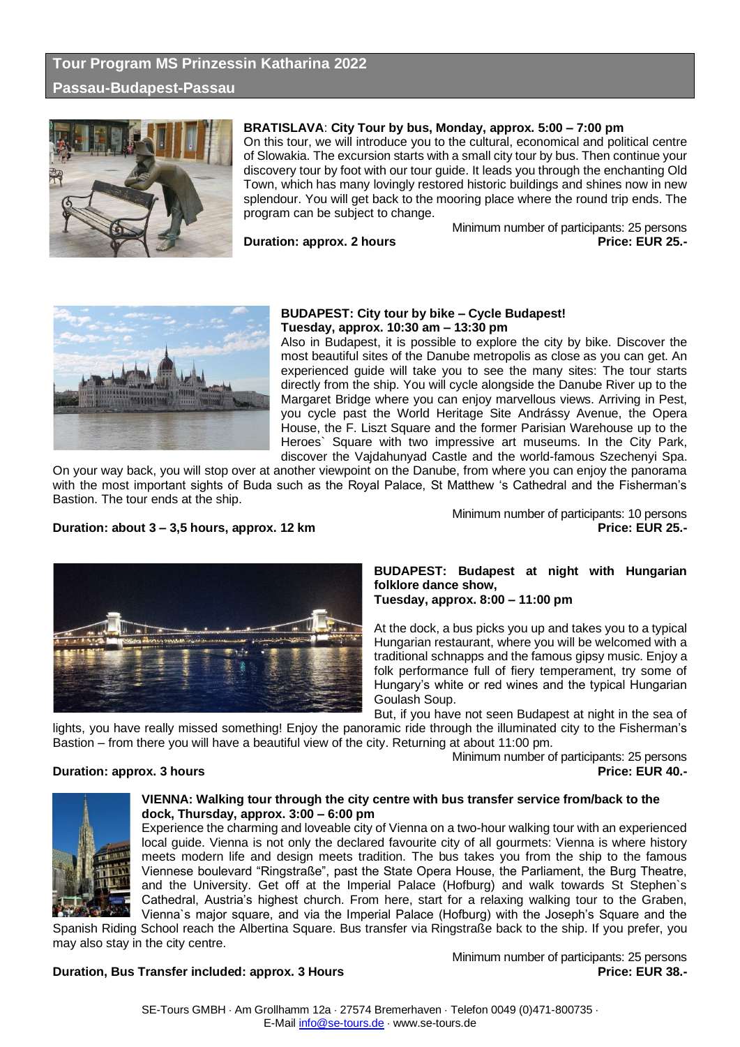# Tour Program MS Prinzessin Katharina 2022

## Passau-Budapest-Passau

**BRATISLAVA**: **City Tour by bus, Monday, approx. 5:00 – 7:00 pm**

On this tour, we will introduce you to the cultural, economical and political centre of Slowakia. The excursion starts with a small city tour by bus. Then continue your discovery tour by foot with our tour guide. It leads you through the enchanting Old Town, which has many lovingly restored historic buildings and shines now in new splendour. You will get back to the mooring place where the round trip ends. The program can be subject to change.

Minimum number of participants: 25 persons

**Duration: approx. 2 hours** **Price: EUR 25.-**

**BUDAPEST: City tour by bike – Cycle Budapest!**
**Tuesday, approx. 10:30 am – 13:30 pm**

Also in Budapest, it is possible to explore the city by bike. Discover the most beautiful sites of the Danube metropolis as close as you can get. An experienced guide will take you to see the many sites: The tour starts directly from the ship. You will cycle alongside the Danube River up to the Margaret Bridge where you can enjoy marvellous views. Arriving in Pest, you cycle past the World Heritage Site Andrássy Avenue, the Opera House, the F. Liszt Square and the former Parisian Warehouse up to the Heroes` Square with two impressive art museums. In the City Park, discover the Vajdahunyad Castle and the world-famous Szechenyi Spa. On your way back, you will stop over at another viewpoint on the Danube, from where you can enjoy the panorama with the most important sights of Buda such as the Royal Palace, St Matthew 's Cathedral and the Fisherman's Bastion. The tour ends at the ship.

Minimum number of participants: 10 persons

**Duration: about 3 – 3,5 hours, approx. 12 km** **Price: EUR 25.-**

**BUDAPEST: Budapest at night with Hungarian folklore dance show,**
**Tuesday, approx. 8:00 – 11:00 pm**

At the dock, a bus picks you up and takes you to a typical Hungarian restaurant, where you will be welcomed with a traditional schnapps and the famous gipsy music. Enjoy a folk performance full of fiery temperament, try some of Hungary's white or red wines and the typical Hungarian Goulash Soup.

But, if you have not seen Budapest at night in the sea of lights, you have really missed something! Enjoy the panoramic ride through the illuminated city to the Fisherman's Bastion – from there you will have a beautiful view of the city. Returning at about 11:00 pm.

Minimum number of participants: 25 persons

**Duration: approx. 3 hours** **Price: EUR 40.-**

**VIENNA: Walking tour through the city centre with bus transfer service from/back to the dock, Thursday, approx. 3:00 – 6:00 pm**

Experience the charming and loveable city of Vienna on a two-hour walking tour with an experienced local guide. Vienna is not only the declared favourite city of all gourmets: Vienna is where history meets modern life and design meets tradition. The bus takes you from the ship to the famous Viennese boulevard "Ringstraße", past the State Opera House, the Parliament, the Burg Theatre, and the University. Get off at the Imperial Palace (Hofburg) and walk towards St Stephen`s Cathedral, Austria's highest church. From here, start for a relaxing walking tour to the Graben, Vienna`s major square, and via the Imperial Palace (Hofburg) with the Joseph's Square and the Spanish Riding School reach the Albertina Square. Bus transfer via Ringstraße back to the ship. If you prefer, you may also stay in the city centre.

Minimum number of participants: 25 persons

**Duration, Bus Transfer included: approx. 3 Hours** **Price: EUR 38.-**

SE-Tours GMBH · Am Grollhamm 12a · 27574 Bremerhaven · Telefon 0049 (0)471-800735 · E-Mail info@se-tours.de · www.se-tours.de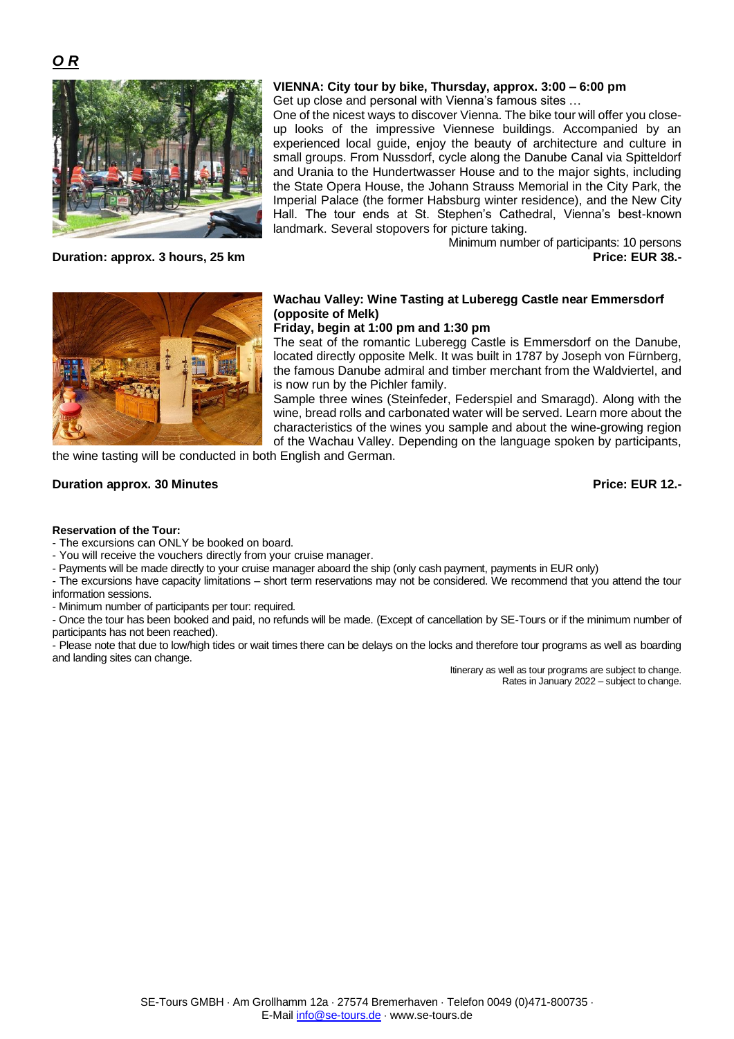***O R***

**VIENNA: City tour by bike, Thursday, approx. 3:00 – 6:00 pm**

Get up close and personal with Vienna's famous sites …

One of the nicest ways to discover Vienna. The bike tour will offer you close-up looks of the impressive Viennese buildings. Accompanied by an experienced local guide, enjoy the beauty of architecture and culture in small groups. From Nussdorf, cycle along the Danube Canal via Spitteldorf and Urania to the Hundertwasser House and to the major sights, including the State Opera House, the Johann Strauss Memorial in the City Park, the Imperial Palace (the former Habsburg winter residence), and the New City Hall. The tour ends at St. Stephen's Cathedral, Vienna's best-known landmark. Several stopovers for picture taking.

Minimum number of participants: 10 persons

**Duration: approx. 3 hours, 25 km**

**Price: EUR 38.-**

**Wachau Valley: Wine Tasting at Luberegg Castle near Emmersdorf (opposite of Melk)**

**Friday, begin at 1:00 pm and 1:30 pm**

The seat of the romantic Luberegg Castle is Emmersdorf on the Danube, located directly opposite Melk. It was built in 1787 by Joseph von Fürnberg, the famous Danube admiral and timber merchant from the Waldviertel, and is now run by the Pichler family.

Sample three wines (Steinfeder, Federspiel and Smaragd). Along with the wine, bread rolls and carbonated water will be served. Learn more about the characteristics of the wines you sample and about the wine-growing region of the Wachau Valley. Depending on the language spoken by participants, the wine tasting will be conducted in both English and German.

**Duration approx. 30 Minutes**

**Price: EUR 12.-**

**Reservation of the Tour:**

- The excursions can ONLY be booked on board.
- You will receive the vouchers directly from your cruise manager.
- Payments will be made directly to your cruise manager aboard the ship (only cash payment, payments in EUR only)
- The excursions have capacity limitations – short term reservations may not be considered. We recommend that you attend the tour information sessions.
- Minimum number of participants per tour: required.
- Once the tour has been booked and paid, no refunds will be made. (Except of cancellation by SE-Tours or if the minimum number of participants has not been reached).
- Please note that due to low/high tides or wait times there can be delays on the locks and therefore tour programs as well as boarding and landing sites can change.

Itinerary as well as tour programs are subject to change.
Rates in January 2022 – subject to change.

SE-Tours GMBH · Am Grollhamm 12a · 27574 Bremerhaven · Telefon 0049 (0)471-800735 ·
E-Mail info@se-tours.de · www.se-tours.de